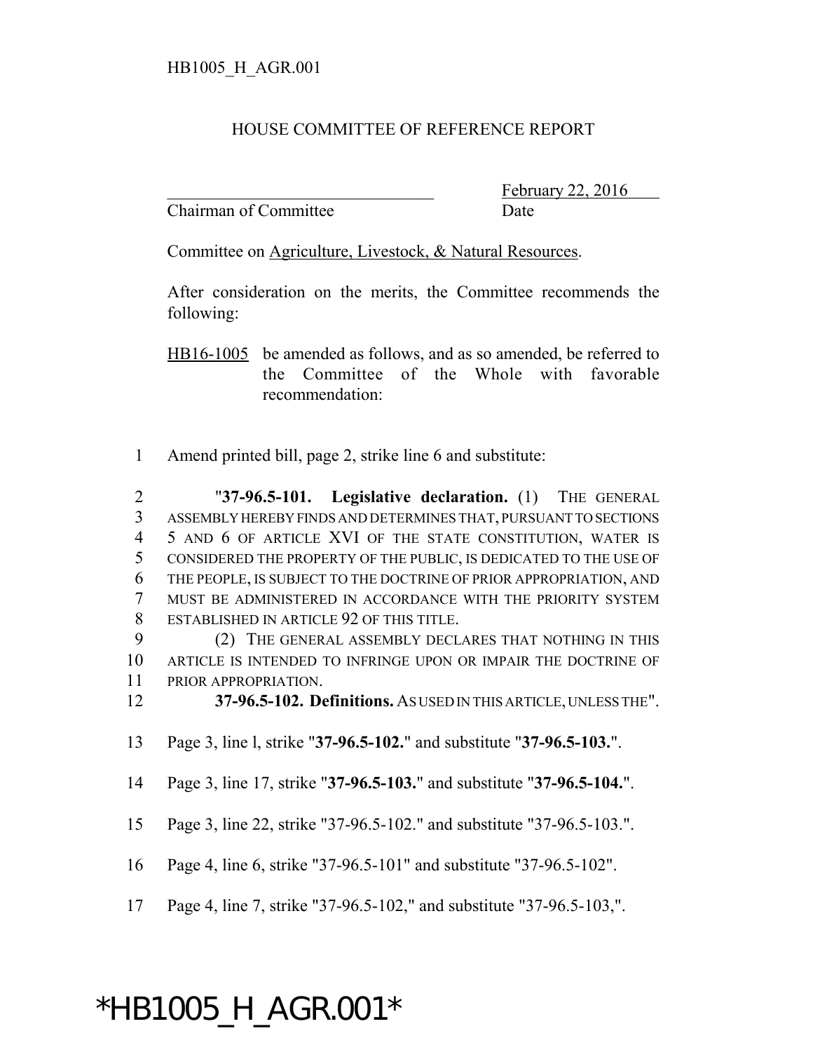HB1005_H_AGR.001

HOUSE COMMITTEE OF REFERENCE REPORT

_______________________________ February 22, 2016
Chairman of Committee Date

Committee on Agriculture, Livestock, & Natural Resources.

After consideration on the merits, the Committee recommends the following:

HB16-1005 be amended as follows, and as so amended, be referred to the Committee of the Whole with favorable recommendation:

1 Amend printed bill, page 2, strike line 6 and substitute:

2 "**37-96.5-101. Legislative declaration.** (1) THE GENERAL
3 ASSEMBLY HEREBY FINDS AND DETERMINES THAT, PURSUANT TO SECTIONS
4 5 AND 6 OF ARTICLE XVI OF THE STATE CONSTITUTION, WATER IS
5 CONSIDERED THE PROPERTY OF THE PUBLIC, IS DEDICATED TO THE USE OF
6 THE PEOPLE, IS SUBJECT TO THE DOCTRINE OF PRIOR APPROPRIATION, AND
7 MUST BE ADMINISTERED IN ACCORDANCE WITH THE PRIORITY SYSTEM
8 ESTABLISHED IN ARTICLE 92 OF THIS TITLE.
9 (2) THE GENERAL ASSEMBLY DECLARES THAT NOTHING IN THIS
10 ARTICLE IS INTENDED TO INFRINGE UPON OR IMPAIR THE DOCTRINE OF
11 PRIOR APPROPRIATION.
12 **37-96.5-102. Definitions.** AS USED IN THIS ARTICLE, UNLESS THE".

13 Page 3, line l, strike "**37-96.5-102.**" and substitute "**37-96.5-103.**".

14 Page 3, line 17, strike "**37-96.5-103.**" and substitute "**37-96.5-104.**".

15 Page 3, line 22, strike "37-96.5-102." and substitute "37-96.5-103.".

16 Page 4, line 6, strike "37-96.5-101" and substitute "37-96.5-102".

17 Page 4, line 7, strike "37-96.5-102," and substitute "37-96.5-103,".

*HB1005_H_AGR.001*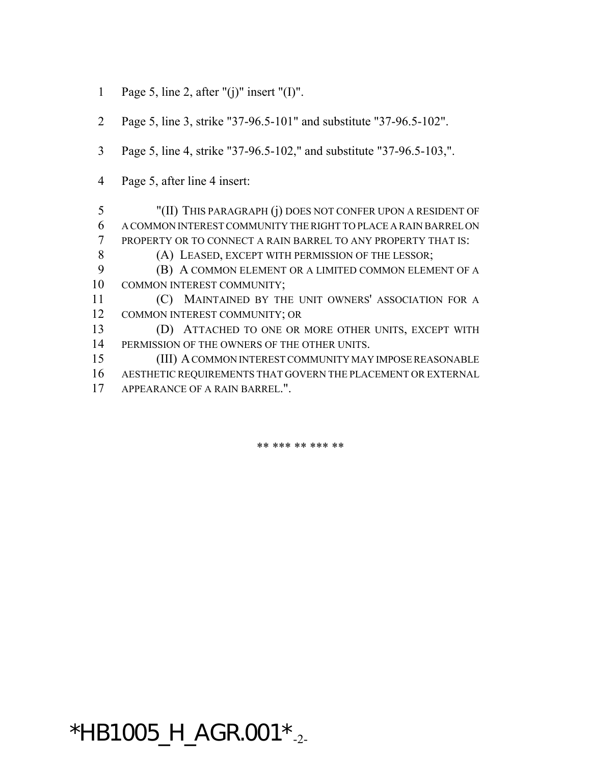Page 5, line 2, after "(j)" insert "(I)".

Page 5, line 3, strike "37-96.5-101" and substitute "37-96.5-102".

Page 5, line 4, strike "37-96.5-102," and substitute "37-96.5-103,".

Page 5, after line 4 insert:

"(II) THIS PARAGRAPH (j) DOES NOT CONFER UPON A RESIDENT OF A COMMON INTEREST COMMUNITY THE RIGHT TO PLACE A RAIN BARREL ON PROPERTY OR TO CONNECT A RAIN BARREL TO ANY PROPERTY THAT IS:

(A) LEASED, EXCEPT WITH PERMISSION OF THE LESSOR;

(B) A COMMON ELEMENT OR A LIMITED COMMON ELEMENT OF A COMMON INTEREST COMMUNITY;

(C) MAINTAINED BY THE UNIT OWNERS' ASSOCIATION FOR A COMMON INTEREST COMMUNITY; OR

(D) ATTACHED TO ONE OR MORE OTHER UNITS, EXCEPT WITH PERMISSION OF THE OWNERS OF THE OTHER UNITS.

(III) A COMMON INTEREST COMMUNITY MAY IMPOSE REASONABLE AESTHETIC REQUIREMENTS THAT GOVERN THE PLACEMENT OR EXTERNAL APPEARANCE OF A RAIN BARREL.".

** *** ** *** **

*HB1005_H_AGR.001*